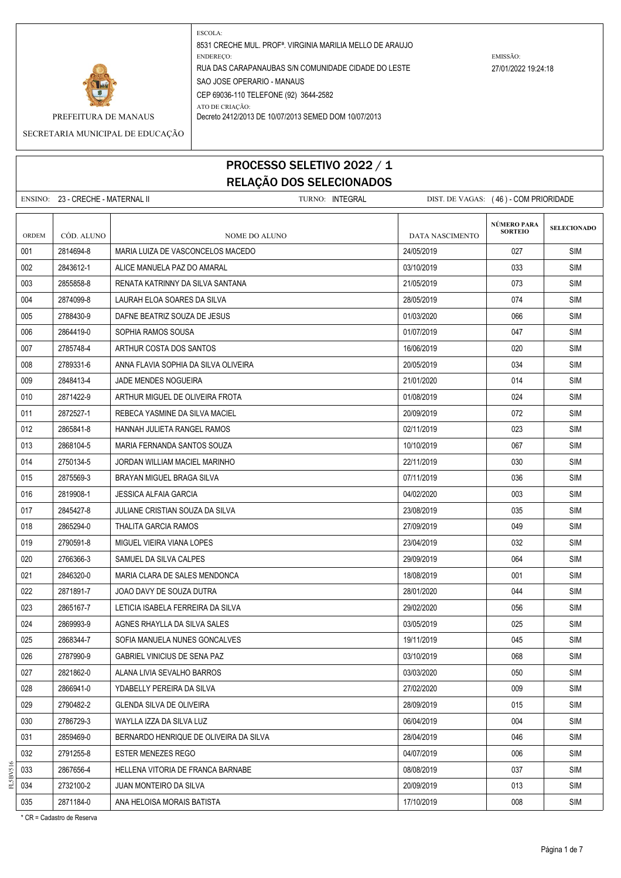ESCOLA:
8531 CRECHE MUL. PROFª. VIRGINIA MARILIA MELLO DE ARAUJO
ENDEREÇO:
RUA DAS CARAPANAUBAS S/N COMUNIDADE CIDADE DO LESTE
SAO JOSE OPERARIO - MANAUS
CEP 69036-110 TELEFONE (92) 3644-2582
ATO DE CRIAÇÃO:
Decreto 2412/2013 DE 10/07/2013 SEMED DOM 10/07/2013

EMISSÃO:
27/01/2022 19:24:18

PREFEITURA DE MANAUS

SECRETARIA MUNICIPAL DE EDUCAÇÃO

# PROCESSO SELETIVO 2022 / 1
## RELAÇÃO DOS SELECIONADOS

ENSINO: 23 - CRECHE - MATERNAL II    TURNO: INTEGRAL    DIST. DE VAGAS: ( 46 ) - COM PRIORIDADE

| ORDEM | CÓD. ALUNO | NOME DO ALUNO | DATA NASCIMENTO | NÚMERO PARA SORTEIO | SELECIONADO |
|---|---|---|---|---|---|
| 001 | 2814694-8 | MARIA LUIZA DE VASCONCELOS MACEDO | 24/05/2019 | 027 | SIM |
| 002 | 2843612-1 | ALICE MANUELA PAZ DO AMARAL | 03/10/2019 | 033 | SIM |
| 003 | 2855858-8 | RENATA KATRINNY DA SILVA SANTANA | 21/05/2019 | 073 | SIM |
| 004 | 2874099-8 | LAURAH ELOA SOARES DA SILVA | 28/05/2019 | 074 | SIM |
| 005 | 2788430-9 | DAFNE BEATRIZ SOUZA DE JESUS | 01/03/2020 | 066 | SIM |
| 006 | 2864419-0 | SOPHIA RAMOS SOUSA | 01/07/2019 | 047 | SIM |
| 007 | 2785748-4 | ARTHUR COSTA DOS SANTOS | 16/06/2019 | 020 | SIM |
| 008 | 2789331-6 | ANNA FLAVIA SOPHIA DA SILVA OLIVEIRA | 20/05/2019 | 034 | SIM |
| 009 | 2848413-4 | JADE MENDES NOGUEIRA | 21/01/2020 | 014 | SIM |
| 010 | 2871422-9 | ARTHUR MIGUEL DE OLIVEIRA FROTA | 01/08/2019 | 024 | SIM |
| 011 | 2872527-1 | REBECA YASMINE DA SILVA MACIEL | 20/09/2019 | 072 | SIM |
| 012 | 2865841-8 | HANNAH JULIETA RANGEL RAMOS | 02/11/2019 | 023 | SIM |
| 013 | 2868104-5 | MARIA FERNANDA SANTOS SOUZA | 10/10/2019 | 067 | SIM |
| 014 | 2750134-5 | JORDAN WILLIAM MACIEL MARINHO | 22/11/2019 | 030 | SIM |
| 015 | 2875569-3 | BRAYAN MIGUEL BRAGA SILVA | 07/11/2019 | 036 | SIM |
| 016 | 2819908-1 | JESSICA ALFAIA GARCIA | 04/02/2020 | 003 | SIM |
| 017 | 2845427-8 | JULIANE CRISTIAN SOUZA DA SILVA | 23/08/2019 | 035 | SIM |
| 018 | 2865294-0 | THALITA GARCIA RAMOS | 27/09/2019 | 049 | SIM |
| 019 | 2790591-8 | MIGUEL VIEIRA VIANA LOPES | 23/04/2019 | 032 | SIM |
| 020 | 2766366-3 | SAMUEL DA SILVA CALPES | 29/09/2019 | 064 | SIM |
| 021 | 2846320-0 | MARIA CLARA DE SALES MENDONCA | 18/08/2019 | 001 | SIM |
| 022 | 2871891-7 | JOAO DAVY DE SOUZA DUTRA | 28/01/2020 | 044 | SIM |
| 023 | 2865167-7 | LETICIA ISABELA FERREIRA DA SILVA | 29/02/2020 | 056 | SIM |
| 024 | 2869993-9 | AGNES RHAYLLA DA SILVA SALES | 03/05/2019 | 025 | SIM |
| 025 | 2868344-7 | SOFIA MANUELA NUNES GONCALVES | 19/11/2019 | 045 | SIM |
| 026 | 2787990-9 | GABRIEL VINICIUS DE SENA PAZ | 03/10/2019 | 068 | SIM |
| 027 | 2821862-0 | ALANA LIVIA SEVALHO BARROS | 03/03/2020 | 050 | SIM |
| 028 | 2866941-0 | YDABELLY PEREIRA DA SILVA | 27/02/2020 | 009 | SIM |
| 029 | 2790482-2 | GLENDA SILVA DE OLIVEIRA | 28/09/2019 | 015 | SIM |
| 030 | 2786729-3 | WAYLLA IZZA DA SILVA LUZ | 06/04/2019 | 004 | SIM |
| 031 | 2859469-0 | BERNARDO HENRIQUE DE OLIVEIRA DA SILVA | 28/04/2019 | 046 | SIM |
| 032 | 2791255-8 | ESTER MENEZES REGO | 04/07/2019 | 006 | SIM |
| 033 | 2867656-4 | HELLENA VITORIA DE FRANCA BARNABE | 08/08/2019 | 037 | SIM |
| 034 | 2732100-2 | JUAN MONTEIRO DA SILVA | 20/09/2019 | 013 | SIM |
| 035 | 2871184-0 | ANA HELOISA MORAIS BATISTA | 17/10/2019 | 008 | SIM |

* CR = Cadastro de Reserva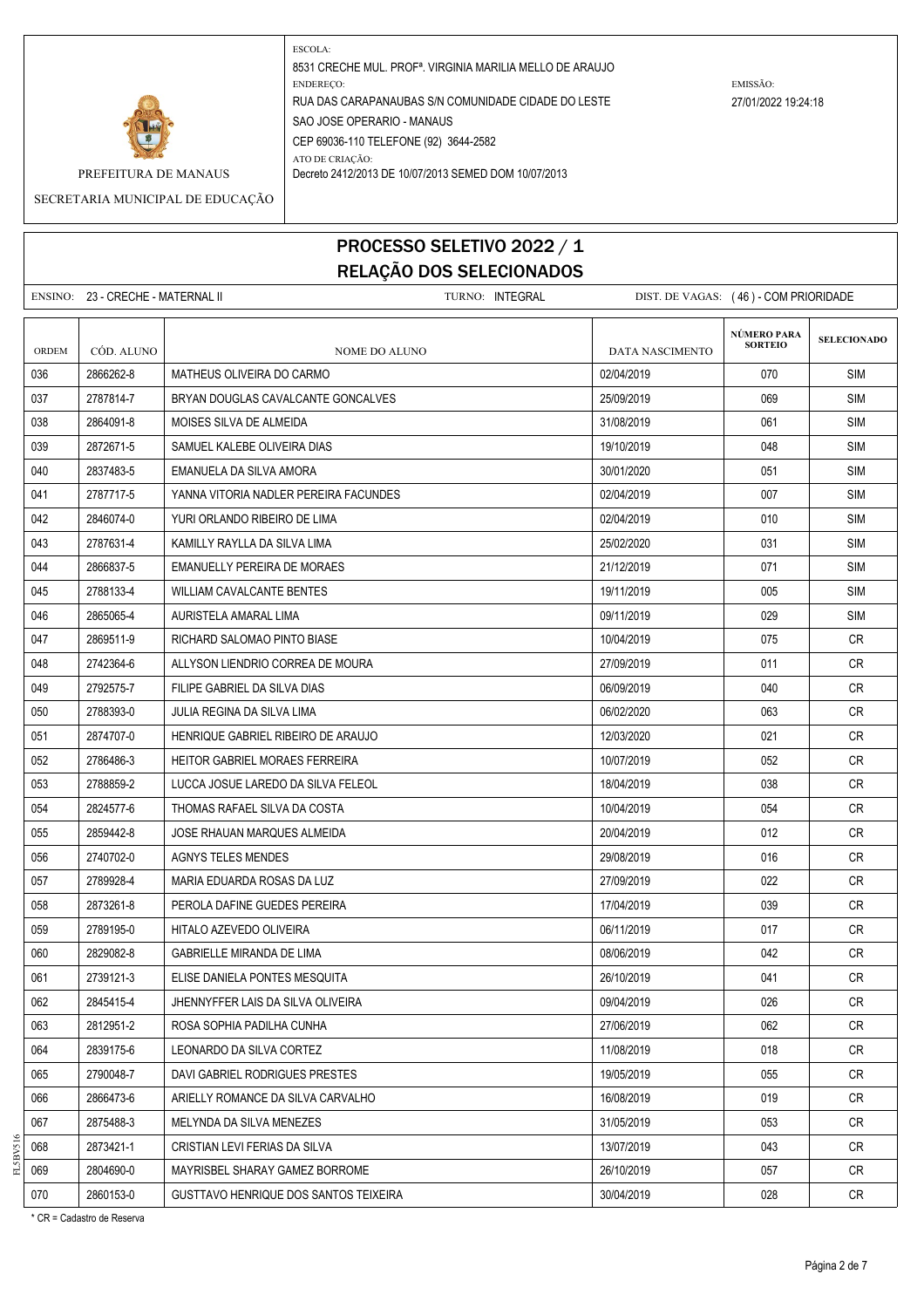PREFEITURA DE MANAUS

SECRETARIA MUNICIPAL DE EDUCAÇÃO

ESCOLA:
8531 CRECHE MUL. PROFª. VIRGINIA MARILIA MELLO DE ARAUJO

ENDEREÇO:
RUA DAS CARAPANAUBAS S/N COMUNIDADE CIDADE DO LESTE
SAO JOSE OPERARIO - MANAUS
CEP 69036-110 TELEFONE (92) 3644-2582

ATO DE CRIAÇÃO:
Decreto 2412/2013 DE 10/07/2013 SEMED DOM 10/07/2013

EMISSÃO:
27/01/2022 19:24:18

# PROCESSO SELETIVO 2022 / 1
## RELAÇÃO DOS SELECIONADOS

ENSINO: 23 - CRECHE - MATERNAL II TURNO: INTEGRAL DIST. DE VAGAS: ( 46 ) - COM PRIORIDADE

| ORDEM | CÓD. ALUNO | NOME DO ALUNO | DATA NASCIMENTO | NÚMERO PARA SORTEIO | SELECIONADO |
|---|---|---|---|---|---|
| 036 | 2866262-8 | MATHEUS OLIVEIRA DO CARMO | 02/04/2019 | 070 | SIM |
| 037 | 2787814-7 | BRYAN DOUGLAS CAVALCANTE GONCALVES | 25/09/2019 | 069 | SIM |
| 038 | 2864091-8 | MOISES SILVA DE ALMEIDA | 31/08/2019 | 061 | SIM |
| 039 | 2872671-5 | SAMUEL KALEBE OLIVEIRA DIAS | 19/10/2019 | 048 | SIM |
| 040 | 2837483-5 | EMANUELA DA SILVA AMORA | 30/01/2020 | 051 | SIM |
| 041 | 2787717-5 | YANNA VITORIA NADLER PEREIRA FACUNDES | 02/04/2019 | 007 | SIM |
| 042 | 2846074-0 | YURI ORLANDO RIBEIRO DE LIMA | 02/04/2019 | 010 | SIM |
| 043 | 2787631-4 | KAMILLY RAYLLA DA SILVA LIMA | 25/02/2020 | 031 | SIM |
| 044 | 2866837-5 | EMANUELLY PEREIRA DE MORAES | 21/12/2019 | 071 | SIM |
| 045 | 2788133-4 | WILLIAM CAVALCANTE BENTES | 19/11/2019 | 005 | SIM |
| 046 | 2865065-4 | AURISTELA AMARAL LIMA | 09/11/2019 | 029 | SIM |
| 047 | 2869511-9 | RICHARD SALOMAO PINTO BIASE | 10/04/2019 | 075 | CR |
| 048 | 2742364-6 | ALLYSON LIENDRIO CORREA DE MOURA | 27/09/2019 | 011 | CR |
| 049 | 2792575-7 | FILIPE GABRIEL DA SILVA DIAS | 06/09/2019 | 040 | CR |
| 050 | 2788393-0 | JULIA REGINA DA SILVA LIMA | 06/02/2020 | 063 | CR |
| 051 | 2874707-0 | HENRIQUE GABRIEL RIBEIRO DE ARAUJO | 12/03/2020 | 021 | CR |
| 052 | 2786486-3 | HEITOR GABRIEL MORAES FERREIRA | 10/07/2019 | 052 | CR |
| 053 | 2788859-2 | LUCCA JOSUE LAREDO DA SILVA FELEOL | 18/04/2019 | 038 | CR |
| 054 | 2824577-6 | THOMAS RAFAEL SILVA DA COSTA | 10/04/2019 | 054 | CR |
| 055 | 2859442-8 | JOSE RHAUAN MARQUES ALMEIDA | 20/04/2019 | 012 | CR |
| 056 | 2740702-0 | AGNYS TELES MENDES | 29/08/2019 | 016 | CR |
| 057 | 2789928-4 | MARIA EDUARDA ROSAS DA LUZ | 27/09/2019 | 022 | CR |
| 058 | 2873261-8 | PEROLA DAFINE GUEDES PEREIRA | 17/04/2019 | 039 | CR |
| 059 | 2789195-0 | HITALO AZEVEDO OLIVEIRA | 06/11/2019 | 017 | CR |
| 060 | 2829082-8 | GABRIELLE MIRANDA DE LIMA | 08/06/2019 | 042 | CR |
| 061 | 2739121-3 | ELISE DANIELA PONTES MESQUITA | 26/10/2019 | 041 | CR |
| 062 | 2845415-4 | JHENNYFFER LAIS DA SILVA OLIVEIRA | 09/04/2019 | 026 | CR |
| 063 | 2812951-2 | ROSA SOPHIA PADILHA CUNHA | 27/06/2019 | 062 | CR |
| 064 | 2839175-6 | LEONARDO DA SILVA CORTEZ | 11/08/2019 | 018 | CR |
| 065 | 2790048-7 | DAVI GABRIEL RODRIGUES PRESTES | 19/05/2019 | 055 | CR |
| 066 | 2866473-6 | ARIELLY ROMANCE DA SILVA CARVALHO | 16/08/2019 | 019 | CR |
| 067 | 2875488-3 | MELYNDA DA SILVA MENEZES | 31/05/2019 | 053 | CR |
| 068 | 2873421-1 | CRISTIAN LEVI FERIAS DA SILVA | 13/07/2019 | 043 | CR |
| 069 | 2804690-0 | MAYRISBEL SHARAY GAMEZ BORROME | 26/10/2019 | 057 | CR |
| 070 | 2860153-0 | GUSTTAVO HENRIQUE DOS SANTOS TEIXEIRA | 30/04/2019 | 028 | CR |

* CR = Cadastro de Reserva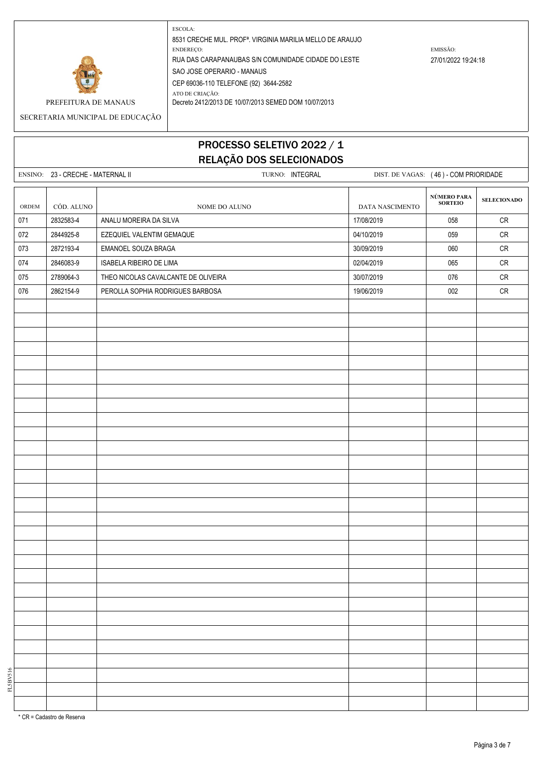PREFEITURA DE MANAUS

SECRETARIA MUNICIPAL DE EDUCAÇÃO

ESCOLA:
8531 CRECHE MUL. PROFª. VIRGINIA MARILIA MELLO DE ARAUJO

ENDEREÇO:
RUA DAS CARAPANAUBAS S/N COMUNIDADE CIDADE DO LESTE
SAO JOSE OPERARIO - MANAUS
CEP 69036-110 TELEFONE (92) 3644-2582

ATO DE CRIAÇÃO:
Decreto 2412/2013 DE 10/07/2013 SEMED DOM 10/07/2013

EMISSÃO:
27/01/2022 19:24:18

# PROCESSO SELETIVO 2022 / 1
## RELAÇÃO DOS SELECIONADOS

ENSINO: 23 - CRECHE - MATERNAL II    TURNO: INTEGRAL    DIST. DE VAGAS: ( 46 ) - COM PRIORIDADE

| ORDEM | CÓD. ALUNO | NOME DO ALUNO | DATA NASCIMENTO | NÚMERO PARA SORTEIO | SELECIONADO |
|---|---|---|---|---|---|
| 071 | 2832583-4 | ANALU MOREIRA DA SILVA | 17/08/2019 | 058 | CR |
| 072 | 2844925-8 | EZEQUIEL VALENTIM GEMAQUE | 04/10/2019 | 059 | CR |
| 073 | 2872193-4 | EMANOEL SOUZA BRAGA | 30/09/2019 | 060 | CR |
| 074 | 2846083-9 | ISABELA RIBEIRO DE LIMA | 02/04/2019 | 065 | CR |
| 075 | 2789064-3 | THEO NICOLAS CAVALCANTE DE OLIVEIRA | 30/07/2019 | 076 | CR |
| 076 | 2862154-9 | PEROLLA SOPHIA RODRIGUES BARBOSA | 19/06/2019 | 002 | CR |

* CR = Cadastro de Reserva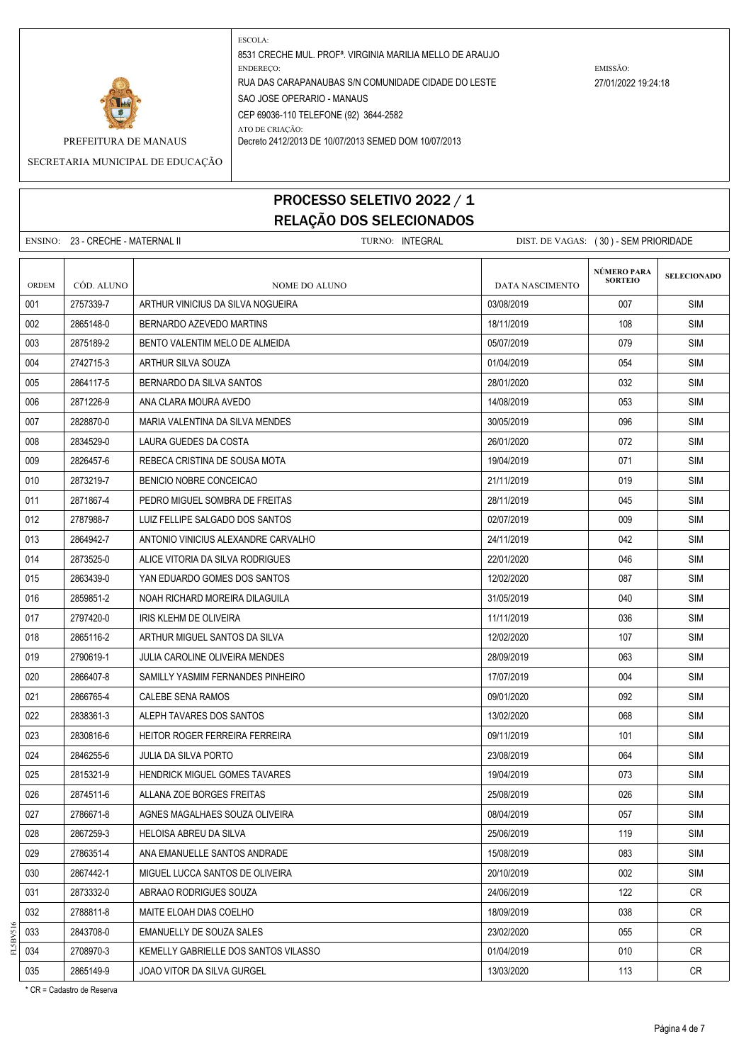PREFEITURA DE MANAUS

SECRETARIA MUNICIPAL DE EDUCAÇÃO

ESCOLA:
8531 CRECHE MUL. PROFª. VIRGINIA MARILIA MELLO DE ARAUJO

ENDEREÇO:
RUA DAS CARAPANAUBAS S/N COMUNIDADE CIDADE DO LESTE
SAO JOSE OPERARIO - MANAUS
CEP 69036-110 TELEFONE (92) 3644-2582

ATO DE CRIAÇÃO:
Decreto 2412/2013 DE 10/07/2013 SEMED DOM 10/07/2013

EMISSÃO:
27/01/2022 19:24:18

# PROCESSO SELETIVO 2022 / 1
## RELAÇÃO DOS SELECIONADOS

ENSINO: 23 - CRECHE - MATERNAL II    TURNO: INTEGRAL    DIST. DE VAGAS: ( 30 ) - SEM PRIORIDADE

| ORDEM | CÓD. ALUNO | NOME DO ALUNO | DATA NASCIMENTO | NÚMERO PARA SORTEIO | SELECIONADO |
|---|---|---|---|---|---|
| 001 | 2757339-7 | ARTHUR VINICIUS DA SILVA NOGUEIRA | 03/08/2019 | 007 | SIM |
| 002 | 2865148-0 | BERNARDO AZEVEDO MARTINS | 18/11/2019 | 108 | SIM |
| 003 | 2875189-2 | BENTO VALENTIM MELO DE ALMEIDA | 05/07/2019 | 079 | SIM |
| 004 | 2742715-3 | ARTHUR SILVA SOUZA | 01/04/2019 | 054 | SIM |
| 005 | 2864117-5 | BERNARDO DA SILVA SANTOS | 28/01/2020 | 032 | SIM |
| 006 | 2871226-9 | ANA CLARA MOURA AVEDO | 14/08/2019 | 053 | SIM |
| 007 | 2828870-0 | MARIA VALENTINA DA SILVA MENDES | 30/05/2019 | 096 | SIM |
| 008 | 2834529-0 | LAURA GUEDES DA COSTA | 26/01/2020 | 072 | SIM |
| 009 | 2826457-6 | REBECA CRISTINA DE SOUSA MOTA | 19/04/2019 | 071 | SIM |
| 010 | 2873219-7 | BENICIO NOBRE CONCEICAO | 21/11/2019 | 019 | SIM |
| 011 | 2871867-4 | PEDRO MIGUEL SOMBRA DE FREITAS | 28/11/2019 | 045 | SIM |
| 012 | 2787988-7 | LUIZ FELLIPE SALGADO DOS SANTOS | 02/07/2019 | 009 | SIM |
| 013 | 2864942-7 | ANTONIO VINICIUS ALEXANDRE CARVALHO | 24/11/2019 | 042 | SIM |
| 014 | 2873525-0 | ALICE VITORIA DA SILVA RODRIGUES | 22/01/2020 | 046 | SIM |
| 015 | 2863439-0 | YAN EDUARDO GOMES DOS SANTOS | 12/02/2020 | 087 | SIM |
| 016 | 2859851-2 | NOAH RICHARD MOREIRA DILAGUILA | 31/05/2019 | 040 | SIM |
| 017 | 2797420-0 | IRIS KLEHM DE OLIVEIRA | 11/11/2019 | 036 | SIM |
| 018 | 2865116-2 | ARTHUR MIGUEL SANTOS DA SILVA | 12/02/2020 | 107 | SIM |
| 019 | 2790619-1 | JULIA CAROLINE OLIVEIRA MENDES | 28/09/2019 | 063 | SIM |
| 020 | 2866407-8 | SAMILLY YASMIM FERNANDES PINHEIRO | 17/07/2019 | 004 | SIM |
| 021 | 2866765-4 | CALEBE SENA RAMOS | 09/01/2020 | 092 | SIM |
| 022 | 2838361-3 | ALEPH TAVARES DOS SANTOS | 13/02/2020 | 068 | SIM |
| 023 | 2830816-6 | HEITOR ROGER FERREIRA FERREIRA | 09/11/2019 | 101 | SIM |
| 024 | 2846255-6 | JULIA DA SILVA PORTO | 23/08/2019 | 064 | SIM |
| 025 | 2815321-9 | HENDRICK MIGUEL GOMES TAVARES | 19/04/2019 | 073 | SIM |
| 026 | 2874511-6 | ALLANA ZOE BORGES FREITAS | 25/08/2019 | 026 | SIM |
| 027 | 2786671-8 | AGNES MAGALHAES SOUZA OLIVEIRA | 08/04/2019 | 057 | SIM |
| 028 | 2867259-3 | HELOISA ABREU DA SILVA | 25/06/2019 | 119 | SIM |
| 029 | 2786351-4 | ANA EMANUELLE SANTOS ANDRADE | 15/08/2019 | 083 | SIM |
| 030 | 2867442-1 | MIGUEL LUCCA SANTOS DE OLIVEIRA | 20/10/2019 | 002 | SIM |
| 031 | 2873332-0 | ABRAAO RODRIGUES SOUZA | 24/06/2019 | 122 | CR |
| 032 | 2788811-8 | MAITE ELOAH DIAS COELHO | 18/09/2019 | 038 | CR |
| 033 | 2843708-0 | EMANUELLY DE SOUZA SALES | 23/02/2020 | 055 | CR |
| 034 | 2708970-3 | KEMELLY GABRIELLE DOS SANTOS VILASSO | 01/04/2019 | 010 | CR |
| 035 | 2865149-9 | JOAO VITOR DA SILVA GURGEL | 13/03/2020 | 113 | CR |

\* CR = Cadastro de Reserva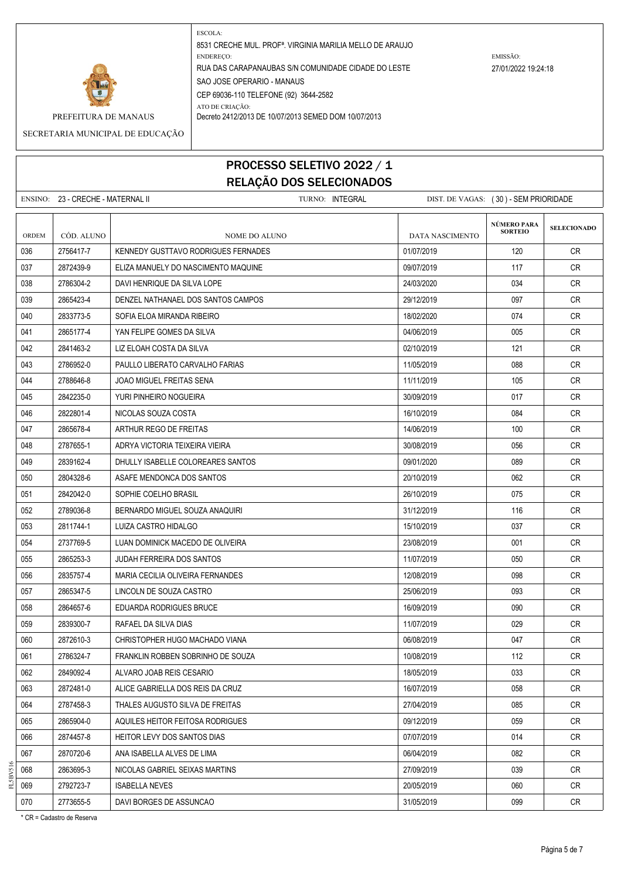PREFEITURA DE MANAUS

SECRETARIA MUNICIPAL DE EDUCAÇÃO

ESCOLA:
8531 CRECHE MUL. PROFª. VIRGINIA MARILIA MELLO DE ARAUJO

ENDEREÇO:
RUA DAS CARAPANAUBAS S/N COMUNIDADE CIDADE DO LESTE
SAO JOSE OPERARIO - MANAUS
CEP 69036-110 TELEFONE (92) 3644-2582

ATO DE CRIAÇÃO:
Decreto 2412/2013 DE 10/07/2013 SEMED DOM 10/07/2013

EMISSÃO:
27/01/2022 19:24:18

# PROCESSO SELETIVO 2022 / 1
## RELAÇÃO DOS SELECIONADOS

ENSINO: 23 - CRECHE - MATERNAL II    TURNO: INTEGRAL    DIST. DE VAGAS: ( 30 ) - SEM PRIORIDADE

| ORDEM | CÓD. ALUNO | NOME DO ALUNO | DATA NASCIMENTO | NÚMERO PARA SORTEIO | SELECIONADO |
|---|---|---|---|---|---|
| 036 | 2756417-7 | KENNEDY GUSTTAVO RODRIGUES FERNADES | 01/07/2019 | 120 | CR |
| 037 | 2872439-9 | ELIZA MANUELY DO NASCIMENTO MAQUINE | 09/07/2019 | 117 | CR |
| 038 | 2786304-2 | DAVI HENRIQUE DA SILVA LOPE | 24/03/2020 | 034 | CR |
| 039 | 2865423-4 | DENZEL NATHANAEL DOS SANTOS CAMPOS | 29/12/2019 | 097 | CR |
| 040 | 2833773-5 | SOFIA ELOA MIRANDA RIBEIRO | 18/02/2020 | 074 | CR |
| 041 | 2865177-4 | YAN FELIPE GOMES DA SILVA | 04/06/2019 | 005 | CR |
| 042 | 2841463-2 | LIZ ELOAH COSTA DA SILVA | 02/10/2019 | 121 | CR |
| 043 | 2786952-0 | PAULLO LIBERATO CARVALHO FARIAS | 11/05/2019 | 088 | CR |
| 044 | 2788646-8 | JOAO MIGUEL FREITAS SENA | 11/11/2019 | 105 | CR |
| 045 | 2842235-0 | YURI PINHEIRO NOGUEIRA | 30/09/2019 | 017 | CR |
| 046 | 2822801-4 | NICOLAS SOUZA COSTA | 16/10/2019 | 084 | CR |
| 047 | 2865678-4 | ARTHUR REGO DE FREITAS | 14/06/2019 | 100 | CR |
| 048 | 2787655-1 | ADRYA VICTORIA TEIXEIRA VIEIRA | 30/08/2019 | 056 | CR |
| 049 | 2839162-4 | DHULLY ISABELLE COLOREARES SANTOS | 09/01/2020 | 089 | CR |
| 050 | 2804328-6 | ASAFE MENDONCA DOS SANTOS | 20/10/2019 | 062 | CR |
| 051 | 2842042-0 | SOPHIE COELHO BRASIL | 26/10/2019 | 075 | CR |
| 052 | 2789036-8 | BERNARDO MIGUEL SOUZA ANAQUIRI | 31/12/2019 | 116 | CR |
| 053 | 2811744-1 | LUIZA CASTRO HIDALGO | 15/10/2019 | 037 | CR |
| 054 | 2737769-5 | LUAN DOMINICK MACEDO DE OLIVEIRA | 23/08/2019 | 001 | CR |
| 055 | 2865253-3 | JUDAH FERREIRA DOS SANTOS | 11/07/2019 | 050 | CR |
| 056 | 2835757-4 | MARIA CECILIA OLIVEIRA FERNANDES | 12/08/2019 | 098 | CR |
| 057 | 2865347-5 | LINCOLN DE SOUZA CASTRO | 25/06/2019 | 093 | CR |
| 058 | 2864657-6 | EDUARDA RODRIGUES BRUCE | 16/09/2019 | 090 | CR |
| 059 | 2839300-7 | RAFAEL DA SILVA DIAS | 11/07/2019 | 029 | CR |
| 060 | 2872610-3 | CHRISTOPHER HUGO MACHADO VIANA | 06/08/2019 | 047 | CR |
| 061 | 2786324-7 | FRANKLIN ROBBEN SOBRINHO DE SOUZA | 10/08/2019 | 112 | CR |
| 062 | 2849092-4 | ALVARO JOAB REIS CESARIO | 18/05/2019 | 033 | CR |
| 063 | 2872481-0 | ALICE GABRIELLA DOS REIS DA CRUZ | 16/07/2019 | 058 | CR |
| 064 | 2787458-3 | THALES AUGUSTO SILVA DE FREITAS | 27/04/2019 | 085 | CR |
| 065 | 2865904-0 | AQUILES HEITOR FEITOSA RODRIGUES | 09/12/2019 | 059 | CR |
| 066 | 2874457-8 | HEITOR LEVY DOS SANTOS DIAS | 07/07/2019 | 014 | CR |
| 067 | 2870720-6 | ANA ISABELLA ALVES DE LIMA | 06/04/2019 | 082 | CR |
| 068 | 2863695-3 | NICOLAS GABRIEL SEIXAS MARTINS | 27/09/2019 | 039 | CR |
| 069 | 2792723-7 | ISABELLA NEVES | 20/05/2019 | 060 | CR |
| 070 | 2773655-5 | DAVI BORGES DE ASSUNCAO | 31/05/2019 | 099 | CR |

* CR = Cadastro de Reserva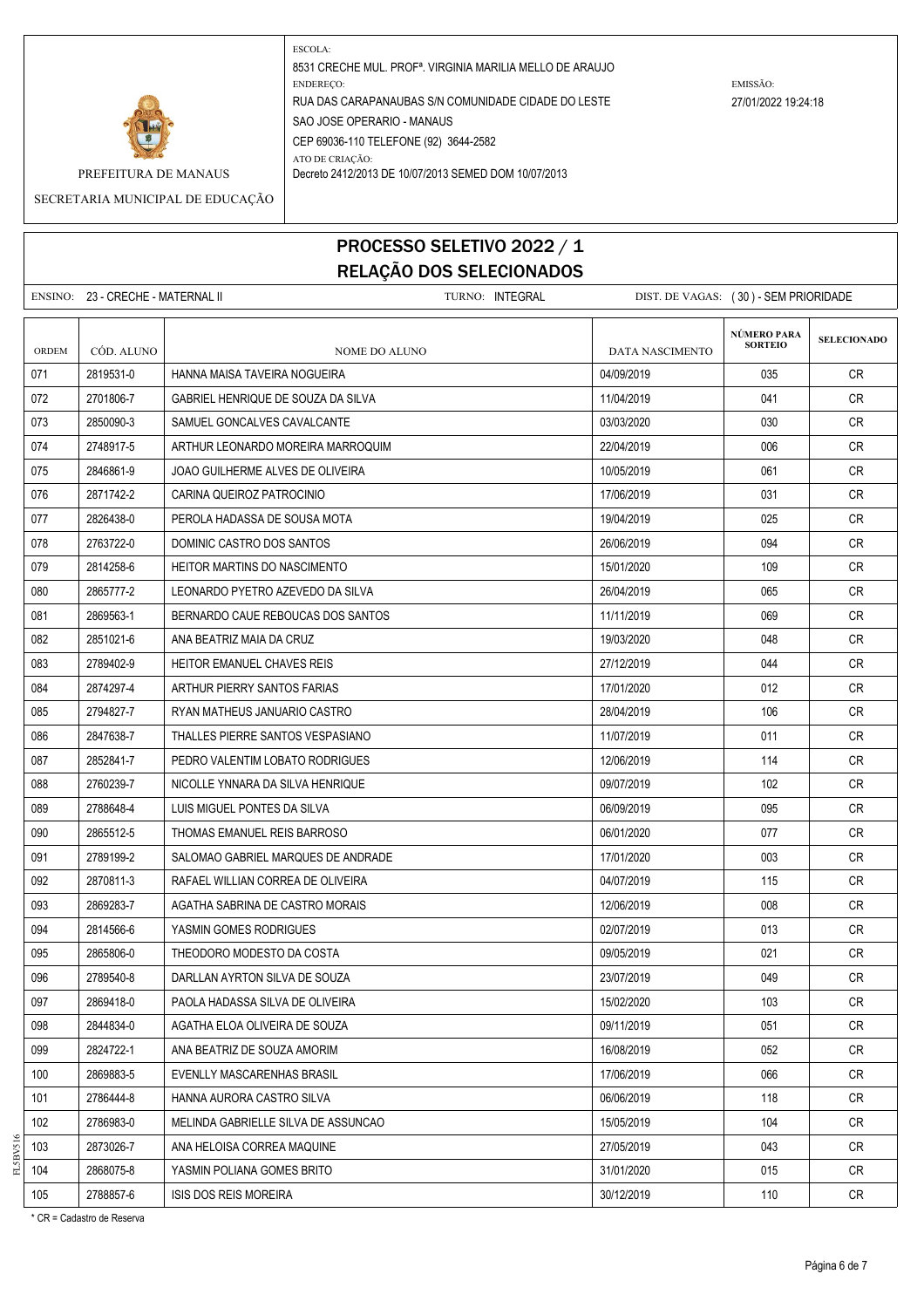PREFEITURA DE MANAUS

SECRETARIA MUNICIPAL DE EDUCAÇÃO

ESCOLA:
8531 CRECHE MUL. PROFª. VIRGINIA MARILIA MELLO DE ARAUJO

ENDEREÇO:
RUA DAS CARAPANAUBAS S/N COMUNIDADE CIDADE DO LESTE
SAO JOSE OPERARIO - MANAUS
CEP 69036-110 TELEFONE (92) 3644-2582

ATO DE CRIAÇÃO:
Decreto 2412/2013 DE 10/07/2013 SEMED DOM 10/07/2013

EMISSÃO:
27/01/2022 19:24:18

# PROCESSO SELETIVO 2022 / 1
## RELAÇÃO DOS SELECIONADOS

ENSINO: 23 - CRECHE - MATERNAL II TURNO: INTEGRAL DIST. DE VAGAS: ( 30 ) - SEM PRIORIDADE

| ORDEM | CÓD. ALUNO | NOME DO ALUNO | DATA NASCIMENTO | NÚMERO PARA SORTEIO | SELECIONADO |
|---|---|---|---|---|---|
| 071 | 2819531-0 | HANNA MAISA TAVEIRA NOGUEIRA | 04/09/2019 | 035 | CR |
| 072 | 2701806-7 | GABRIEL HENRIQUE DE SOUZA DA SILVA | 11/04/2019 | 041 | CR |
| 073 | 2850090-3 | SAMUEL GONCALVES CAVALCANTE | 03/03/2020 | 030 | CR |
| 074 | 2748917-5 | ARTHUR LEONARDO MOREIRA MARROQUIM | 22/04/2019 | 006 | CR |
| 075 | 2846861-9 | JOAO GUILHERME ALVES DE OLIVEIRA | 10/05/2019 | 061 | CR |
| 076 | 2871742-2 | CARINA QUEIROZ PATROCINIO | 17/06/2019 | 031 | CR |
| 077 | 2826438-0 | PEROLA HADASSA DE SOUSA MOTA | 19/04/2019 | 025 | CR |
| 078 | 2763722-0 | DOMINIC CASTRO DOS SANTOS | 26/06/2019 | 094 | CR |
| 079 | 2814258-6 | HEITOR MARTINS DO NASCIMENTO | 15/01/2020 | 109 | CR |
| 080 | 2865777-2 | LEONARDO PYETRO AZEVEDO DA SILVA | 26/04/2019 | 065 | CR |
| 081 | 2869563-1 | BERNARDO CAUE REBOUCAS DOS SANTOS | 11/11/2019 | 069 | CR |
| 082 | 2851021-6 | ANA BEATRIZ MAIA DA CRUZ | 19/03/2020 | 048 | CR |
| 083 | 2789402-9 | HEITOR EMANUEL CHAVES REIS | 27/12/2019 | 044 | CR |
| 084 | 2874297-4 | ARTHUR PIERRY SANTOS FARIAS | 17/01/2020 | 012 | CR |
| 085 | 2794827-7 | RYAN MATHEUS JANUARIO CASTRO | 28/04/2019 | 106 | CR |
| 086 | 2847638-7 | THALLES PIERRE SANTOS VESPASIANO | 11/07/2019 | 011 | CR |
| 087 | 2852841-7 | PEDRO VALENTIM LOBATO RODRIGUES | 12/06/2019 | 114 | CR |
| 088 | 2760239-7 | NICOLLE YNNARA DA SILVA HENRIQUE | 09/07/2019 | 102 | CR |
| 089 | 2788648-4 | LUIS MIGUEL PONTES DA SILVA | 06/09/2019 | 095 | CR |
| 090 | 2865512-5 | THOMAS EMANUEL REIS BARROSO | 06/01/2020 | 077 | CR |
| 091 | 2789199-2 | SALOMAO GABRIEL MARQUES DE ANDRADE | 17/01/2020 | 003 | CR |
| 092 | 2870811-3 | RAFAEL WILLIAN CORREA DE OLIVEIRA | 04/07/2019 | 115 | CR |
| 093 | 2869283-7 | AGATHA SABRINA DE CASTRO MORAIS | 12/06/2019 | 008 | CR |
| 094 | 2814566-6 | YASMIN GOMES RODRIGUES | 02/07/2019 | 013 | CR |
| 095 | 2865806-0 | THEODORO MODESTO DA COSTA | 09/05/2019 | 021 | CR |
| 096 | 2789540-8 | DARLLAN AYRTON SILVA DE SOUZA | 23/07/2019 | 049 | CR |
| 097 | 2869418-0 | PAOLA HADASSA SILVA DE OLIVEIRA | 15/02/2020 | 103 | CR |
| 098 | 2844834-0 | AGATHA ELOA OLIVEIRA DE SOUZA | 09/11/2019 | 051 | CR |
| 099 | 2824722-1 | ANA BEATRIZ DE SOUZA AMORIM | 16/08/2019 | 052 | CR |
| 100 | 2869883-5 | EVENLLY MASCARENHAS BRASIL | 17/06/2019 | 066 | CR |
| 101 | 2786444-8 | HANNA AURORA CASTRO SILVA | 06/06/2019 | 118 | CR |
| 102 | 2786983-0 | MELINDA GABRIELLE SILVA DE ASSUNCAO | 15/05/2019 | 104 | CR |
| 103 | 2873026-7 | ANA HELOISA CORREA MAQUINE | 27/05/2019 | 043 | CR |
| 104 | 2868075-8 | YASMIN POLIANA GOMES BRITO | 31/01/2020 | 015 | CR |
| 105 | 2788857-6 | ISIS DOS REIS MOREIRA | 30/12/2019 | 110 | CR |

* CR = Cadastro de Reserva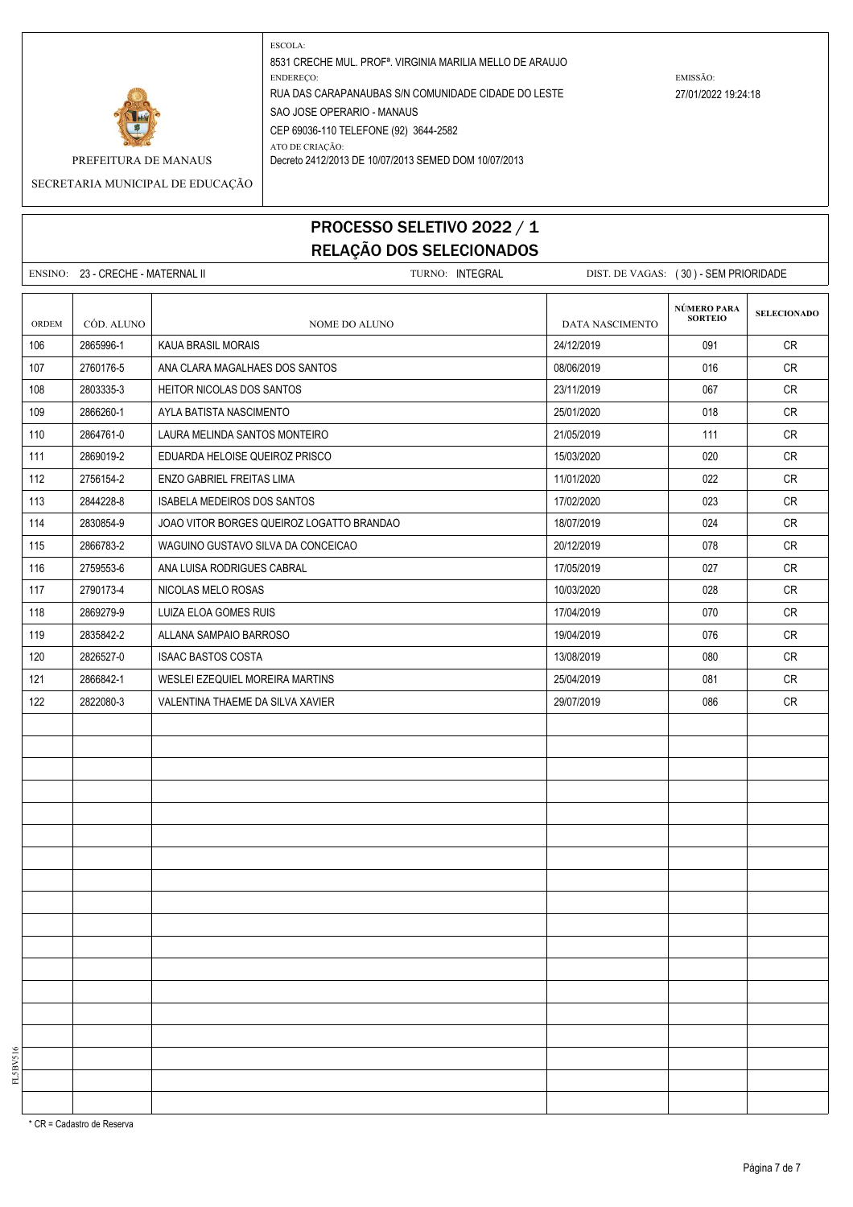PREFEITURA DE MANAUS

SECRETARIA MUNICIPAL DE EDUCAÇÃO

ESCOLA:
8531 CRECHE MUL. PROFª. VIRGINIA MARILIA MELLO DE ARAUJO

ENDEREÇO:
RUA DAS CARAPANAUBAS S/N COMUNIDADE CIDADE DO LESTE
SAO JOSE OPERARIO - MANAUS
CEP 69036-110 TELEFONE (92) 3644-2582

ATO DE CRIAÇÃO:
Decreto 2412/2013 DE 10/07/2013 SEMED DOM 10/07/2013

EMISSÃO:
27/01/2022 19:24:18

# PROCESSO SELETIVO 2022 / 1
## RELAÇÃO DOS SELECIONADOS

ENSINO: 23 - CRECHE - MATERNAL II    TURNO: INTEGRAL    DIST. DE VAGAS: ( 30 ) - SEM PRIORIDADE

| ORDEM | CÓD. ALUNO | NOME DO ALUNO | DATA NASCIMENTO | NÚMERO PARA SORTEIO | SELECIONADO |
|---|---|---|---|---|---|
| 106 | 2865996-1 | KAUA BRASIL MORAIS | 24/12/2019 | 091 | CR |
| 107 | 2760176-5 | ANA CLARA MAGALHAES DOS SANTOS | 08/06/2019 | 016 | CR |
| 108 | 2803335-3 | HEITOR NICOLAS DOS SANTOS | 23/11/2019 | 067 | CR |
| 109 | 2866260-1 | AYLA BATISTA NASCIMENTO | 25/01/2020 | 018 | CR |
| 110 | 2864761-0 | LAURA MELINDA SANTOS MONTEIRO | 21/05/2019 | 111 | CR |
| 111 | 2869019-2 | EDUARDA HELOISE QUEIROZ PRISCO | 15/03/2020 | 020 | CR |
| 112 | 2756154-2 | ENZO GABRIEL FREITAS LIMA | 11/01/2020 | 022 | CR |
| 113 | 2844228-8 | ISABELA MEDEIROS DOS SANTOS | 17/02/2020 | 023 | CR |
| 114 | 2830854-9 | JOAO VITOR BORGES QUEIROZ LOGATTO BRANDAO | 18/07/2019 | 024 | CR |
| 115 | 2866783-2 | WAGUINO GUSTAVO SILVA DA CONCEICAO | 20/12/2019 | 078 | CR |
| 116 | 2759553-6 | ANA LUISA RODRIGUES CABRAL | 17/05/2019 | 027 | CR |
| 117 | 2790173-4 | NICOLAS MELO ROSAS | 10/03/2020 | 028 | CR |
| 118 | 2869279-9 | LUIZA ELOA GOMES RUIS | 17/04/2019 | 070 | CR |
| 119 | 2835842-2 | ALLANA SAMPAIO BARROSO | 19/04/2019 | 076 | CR |
| 120 | 2826527-0 | ISAAC BASTOS COSTA | 13/08/2019 | 080 | CR |
| 121 | 2866842-1 | WESLEI EZEQUIEL MOREIRA MARTINS | 25/04/2019 | 081 | CR |
| 122 | 2822080-3 | VALENTINA THAEME DA SILVA XAVIER | 29/07/2019 | 086 | CR |

\* CR = Cadastro de Reserva